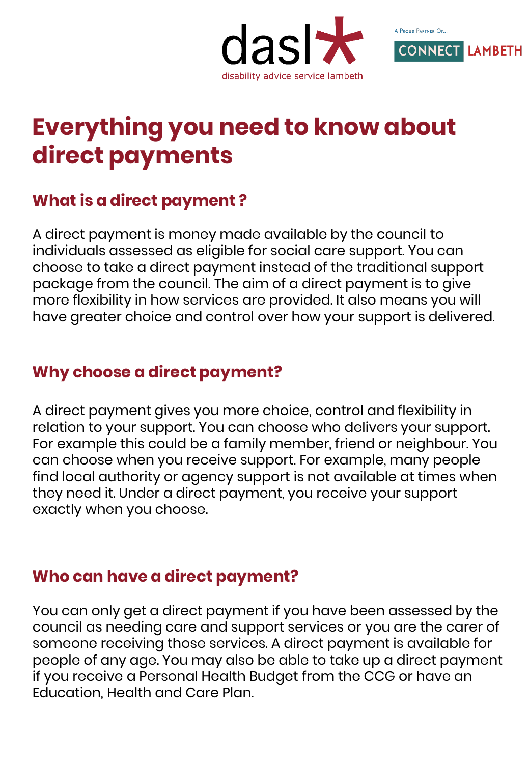dasl* disability advice service lambeth

A Proud Partner Of... CONNECT LAMBETH

# Everything you need to know about direct payments

## What is a direct payment ?

A direct payment is money made available by the council to individuals assessed as eligible for social care support. You can choose to take a direct payment instead of the traditional support package from the council. The aim of a direct payment is to give more flexibility in how services are provided. It also means you will have greater choice and control over how your support is delivered.

## Why choose a direct payment?

A direct payment gives you more choice, control and flexibility in relation to your support. You can choose who delivers your support. For example this could be a family member, friend or neighbour. You can choose when you receive support. For example, many people find local authority or agency support is not available at times when they need it. Under a direct payment, you receive your support exactly when you choose.

## Who can have a direct payment?

You can only get a direct payment if you have been assessed by the council as needing care and support services or you are the carer of someone receiving those services. A direct payment is available for people of any age. You may also be able to take up a direct payment if you receive a Personal Health Budget from the CCG or have an Education, Health and Care Plan.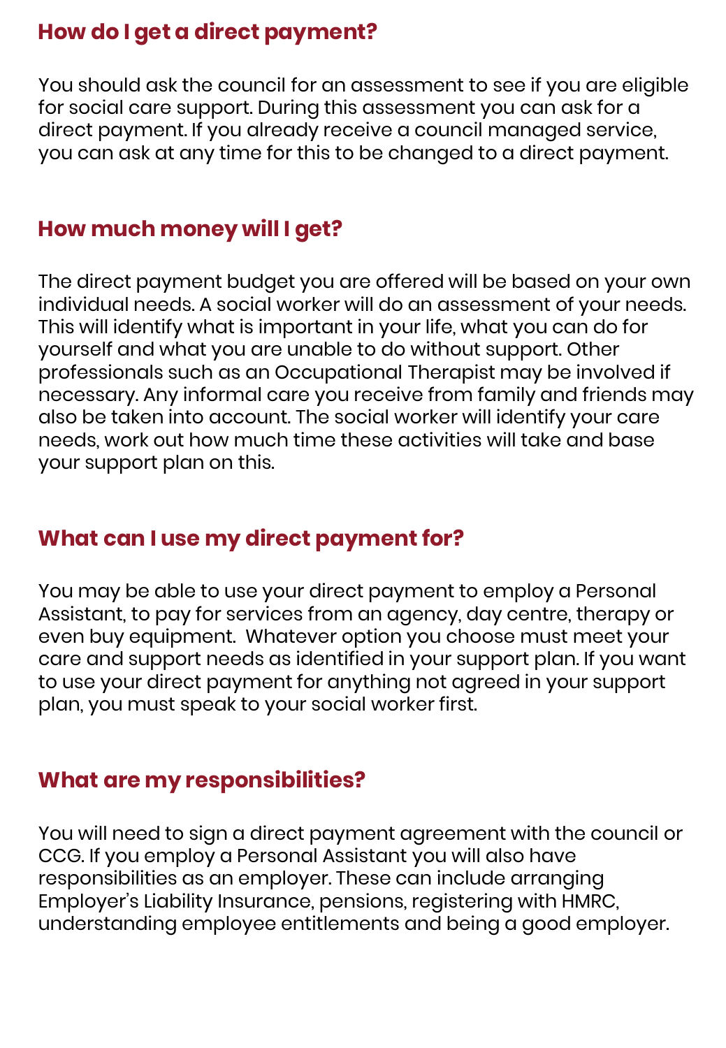## How do I get a direct payment?

You should ask the council for an assessment to see if you are eligible for social care support. During this assessment you can ask for a direct payment. If you already receive a council managed service, you can ask at any time for this to be changed to a direct payment.

## How much money will I get?

The direct payment budget you are offered will be based on your own individual needs. A social worker will do an assessment of your needs. This will identify what is important in your life, what you can do for yourself and what you are unable to do without support. Other professionals such as an Occupational Therapist may be involved if necessary. Any informal care you receive from family and friends may also be taken into account. The social worker will identify your care needs, work out how much time these activities will take and base your support plan on this.

## What can I use my direct payment for?

You may be able to use your direct payment to employ a Personal Assistant, to pay for services from an agency, day centre, therapy or even buy equipment. Whatever option you choose must meet your care and support needs as identified in your support plan. If you want to use your direct payment for anything not agreed in your support plan, you must speak to your social worker first.

## What are my responsibilities?

You will need to sign a direct payment agreement with the council or CCG. If you employ a Personal Assistant you will also have responsibilities as an employer. These can include arranging Employer's Liability Insurance, pensions, registering with HMRC, understanding employee entitlements and being a good employer.